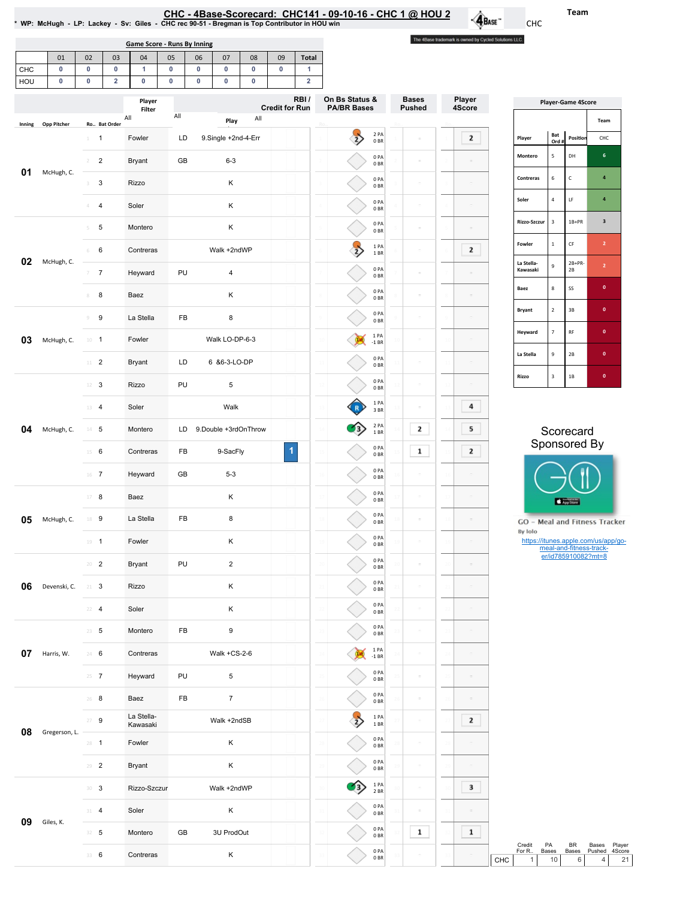# CHC - 4Base-Scorecard: CHC141 - 09-10-16 - CHC 1 @ HOU 2

\* WP: McHugh - LP: Lackey - Sv: Giles - CHC rec 90-51 - Bregman is Top Contributor in HOU win

Team: CHC

The 4Base trademark is owned by Cycled Solutions LLC.

**Game Score - Runs By Inning**

| | 01 | 02 | 03 | 04 | 05 | 06 | 07 | 08 | 09 | Total |
|---|---|---|---|---|---|---|---|---|---|---|
| CHC | 0 | 0 | 0 | 1 | 0 | 0 | 0 | 0 | 0 | 1 |
| HOU | 0 | 0 | 2 | 0 | 0 | 0 | 0 | 0 | | 2 |

| Inning | Opp Pitcher | Ro.. | Bat Order | Player | | Play | RBI / Credit for Run | On Bs Status & PA/BR Bases | Bases Pushed | Player 4Score |
|---|---|---|---|---|---|---|---|---|---|---|
| 01 | McHugh, C. | 1 | 1 | Fowler | LD | 9.Single +2nd-4-Err | | 2 PA 0 BR | | 2 |
| | | 2 | 2 | Bryant | GB | 6-3 | | 0 PA 0 BR | | |
| | | 3 | 3 | Rizzo | | K | | 0 PA 0 BR | | |
| | | 4 | 4 | Soler | | K | | 0 PA 0 BR | | |
| 02 | McHugh, C. | 5 | 5 | Montero | | K | | 0 PA 0 BR | | |
| | | 6 | 6 | Contreras | | Walk +2ndWP | | 1 PA 1 BR | | 2 |
| | | 7 | 7 | Heyward | PU | 4 | | 0 PA 0 BR | | |
| | | 8 | 8 | Baez | | K | | 0 PA 0 BR | | |
| 03 | McHugh, C. | 9 | 9 | La Stella | FB | 8 | | 0 PA 0 BR | | |
| | | 10 | 1 | Fowler | | Walk LO-DP-6-3 | | 1 PA -1 BR | | |
| | | 11 | 2 | Bryant | LD | 6 &6-3-LO-DP | | 0 PA 0 BR | | |
| 04 | McHugh, C. | 12 | 3 | Rizzo | PU | 5 | | 0 PA 0 BR | | |
| | | 13 | 4 | Soler | | Walk | | 1 PA 3 BR | | 4 |
| | | 14 | 5 | Montero | LD | 9.Double +3rdOnThrow | | 2 PA 1 BR | 2 | 5 |
| | | 15 | 6 | Contreras | FB | 9-SacFly | 1 | 0 PA 0 BR | 1 | 2 |
| | | 16 | 7 | Heyward | GB | 5-3 | | 0 PA 0 BR | | |
| 05 | McHugh, C. | 17 | 8 | Baez | | K | | 0 PA 0 BR | | |
| | | 18 | 9 | La Stella | FB | 8 | | 0 PA 0 BR | | |
| | | 19 | 1 | Fowler | | K | | 0 PA 0 BR | | |
| 06 | Devenski, C. | 20 | 2 | Bryant | PU | 2 | | 0 PA 0 BR | | |
| | | 21 | 3 | Rizzo | | K | | 0 PA 0 BR | | |
| | | 22 | 4 | Soler | | K | | 0 PA 0 BR | | |
| 07 | Harris, W. | 23 | 5 | Montero | FB | 9 | | 0 PA 0 BR | | |
| | | 24 | 6 | Contreras | | Walk +CS-2-6 | | 1 PA -1 BR | | |
| | | 25 | 7 | Heyward | PU | 5 | | 0 PA 0 BR | | |
| 08 | Gregerson, L. | 26 | 8 | Baez | FB | 7 | | 0 PA 0 BR | | |
| | | 27 | 9 | La Stella-Kawasaki | | Walk +2ndSB | | 1 PA 1 BR | | 2 |
| | | 28 | 1 | Fowler | | K | | 0 PA 0 BR | | |
| | | 29 | 2 | Bryant | | K | | 0 PA 0 BR | | |
| 09 | Giles, K. | 30 | 3 | Rizzo-Szczur | | Walk +2ndWP | | 1 PA 2 BR | | 3 |
| | | 31 | 4 | Soler | | K | | 0 PA 0 BR | | |
| | | 32 | 5 | Montero | GB | 3U ProdOut | | 0 PA 0 BR | 1 | 1 |
| | | 33 | 6 | Contreras | | K | | 0 PA 0 BR | | |

| | Credit For R.. | PA Bases | BR Bases | Bases Pushed | Player 4Score |
|---|---|---|---|---|---|
| CHC | 1 | 10 | 6 | 4 | 21 |

**Player-Game 4Score**

| Player | Bat Ord # | Position | CHC |
|---|---|---|---|
| Montero | 5 | DH | 6 |
| Contreras | 6 | C | 4 |
| Soler | 4 | LF | 4 |
| Rizzo-Szczur | 3 | 1B+PR | 3 |
| Fowler | 1 | CF | 2 |
| La Stella-Kawasaki | 9 | 2B+PR-2B | 2 |
| Baez | 8 | SS | 0 |
| Bryant | 2 | 3B | 0 |
| Heyward | 7 | RF | 0 |
| La Stella | 9 | 2B | 0 |
| Rizzo | 3 | 1B | 0 |

Scorecard Sponsored By

GO - Meal and Fitness Tracker
By Iolo
https://itunes.apple.com/us/app/go-meal-and-fitness-track-er/id785910082?mt=8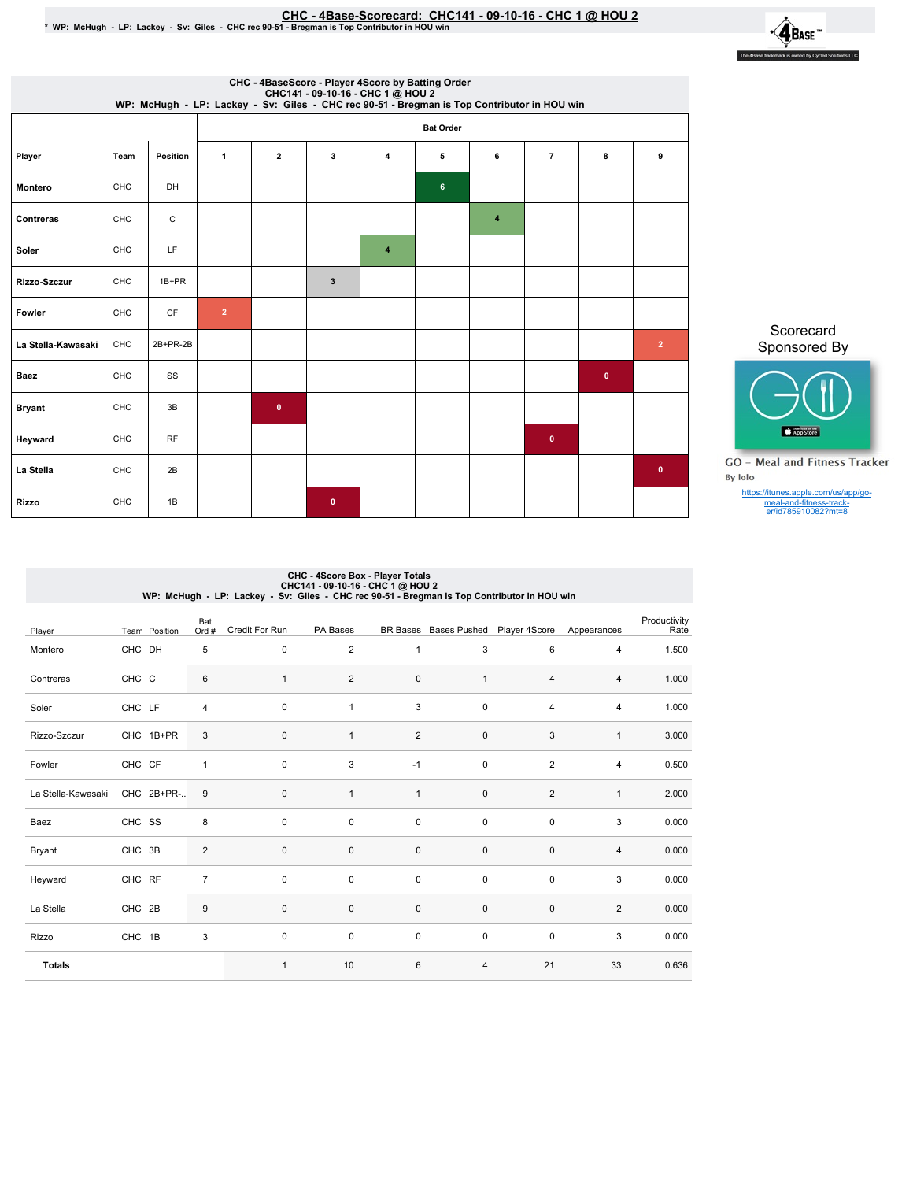# CHC - 4Base-Scorecard: CHC141 - 09-10-16 - CHC 1 @ HOU 2

* WP: McHugh - LP: Lackey - Sv: Giles - CHC rec 90-51 - Bregman is Top Contributor in HOU win

The 4Base trademark is owned by Cycled Solutions LLC

## CHC - 4BaseScore - Player 4Score by Batting Order
CHC141 - 09-10-16 - CHC 1 @ HOU 2
WP: McHugh - LP: Lackey - Sv: Giles - CHC rec 90-51 - Bregman is Top Contributor in HOU win

| | | | Bat Order | | | | | | | | |
|---|---|---|---|---|---|---|---|---|---|---|---|
| Player | Team | Position | 1 | 2 | 3 | 4 | 5 | 6 | 7 | 8 | 9 |
| Montero | CHC | DH | | | | | 6 | | | | |
| Contreras | CHC | C | | | | | | 4 | | | |
| Soler | CHC | LF | | | | 4 | | | | | |
| Rizzo-Szczur | CHC | 1B+PR | | | 3 | | | | | | |
| Fowler | CHC | CF | 2 | | | | | | | | |
| La Stella-Kawasaki | CHC | 2B+PR-2B | | | | | | | | | 2 |
| Baez | CHC | SS | | | | | | | | 0 | |
| Bryant | CHC | 3B | | 0 | | | | | | | |
| Heyward | CHC | RF | | | | | | | 0 | | |
| La Stella | CHC | 2B | | | | | | | | | 0 |
| Rizzo | CHC | 1B | | | 0 | | | | | | |

Scorecard Sponsored By

GO - Meal and Fitness Tracker
By Iolo

https://itunes.apple.com/us/app/go-meal-and-fitness-track-er/id785910082?mt=8

## CHC - 4Score Box - Player Totals
CHC141 - 09-10-16 - CHC 1 @ HOU 2
WP: McHugh - LP: Lackey - Sv: Giles - CHC rec 90-51 - Bregman is Top Contributor in HOU win

| Player | Team | Position | Bat Ord # | Credit For Run | PA Bases | BR Bases | Bases Pushed | Player 4Score | Appearances | Productivity Rate |
|---|---|---|---|---|---|---|---|---|---|---|
| Montero | CHC | DH | 5 | 0 | 2 | 1 | 3 | 6 | 4 | 1.500 |
| Contreras | CHC | C | 6 | 1 | 2 | 0 | 1 | 4 | 4 | 1.000 |
| Soler | CHC | LF | 4 | 0 | 1 | 3 | 0 | 4 | 4 | 1.000 |
| Rizzo-Szczur | CHC | 1B+PR | 3 | 0 | 1 | 2 | 0 | 3 | 1 | 3.000 |
| Fowler | CHC | CF | 1 | 0 | 3 | -1 | 0 | 2 | 4 | 0.500 |
| La Stella-Kawasaki | CHC | 2B+PR-.. | 9 | 0 | 1 | 1 | 0 | 2 | 1 | 2.000 |
| Baez | CHC | SS | 8 | 0 | 0 | 0 | 0 | 0 | 3 | 0.000 |
| Bryant | CHC | 3B | 2 | 0 | 0 | 0 | 0 | 0 | 4 | 0.000 |
| Heyward | CHC | RF | 7 | 0 | 0 | 0 | 0 | 0 | 3 | 0.000 |
| La Stella | CHC | 2B | 9 | 0 | 0 | 0 | 0 | 0 | 2 | 0.000 |
| Rizzo | CHC | 1B | 3 | 0 | 0 | 0 | 0 | 0 | 3 | 0.000 |
| **Totals** | | | | 1 | 10 | 6 | 4 | 21 | 33 | 0.636 |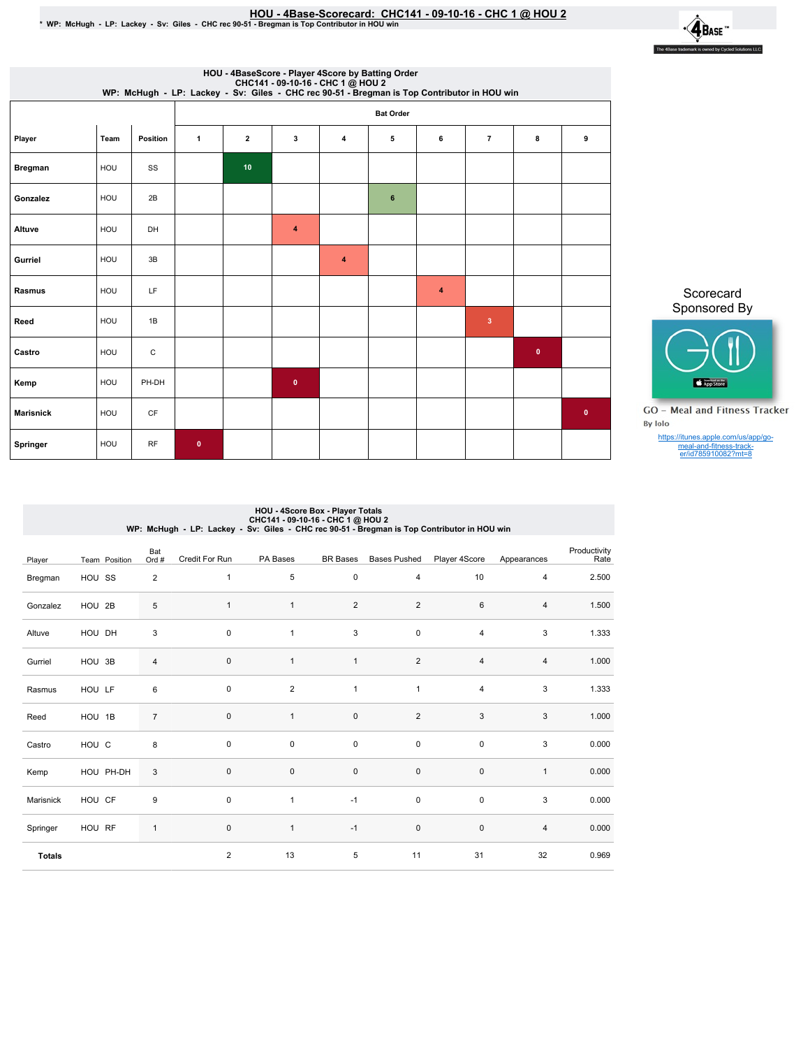# HOU - 4Base-Scorecard: CHC141 - 09-10-16 - CHC 1 @ HOU 2

\* WP: McHugh - LP: Lackey - Sv: Giles - CHC rec 90-51 - Bregman is Top Contributor in HOU win

The 4Base trademark is owned by Cycled Solutions LLC.

## HOU - 4BaseScore - Player 4Score by Batting Order
CHC141 - 09-10-16 - CHC 1 @ HOU 2
WP: McHugh - LP: Lackey - Sv: Giles - CHC rec 90-51 - Bregman is Top Contributor in HOU win

| | | | Bat Order | | | | | | | | |
|---|---|---|---|---|---|---|---|---|---|---|---|
| Player | Team | Position | 1 | 2 | 3 | 4 | 5 | 6 | 7 | 8 | 9 |
| Bregman | HOU | SS | | 10 | | | | | | | |
| Gonzalez | HOU | 2B | | | | | 6 | | | | |
| Altuve | HOU | DH | | | 4 | | | | | | |
| Gurriel | HOU | 3B | | | | 4 | | | | | |
| Rasmus | HOU | LF | | | | | | 4 | | | |
| Reed | HOU | 1B | | | | | | | 3 | | |
| Castro | HOU | C | | | | | | | | 0 | |
| Kemp | HOU | PH-DH | | | 0 | | | | | | |
| Marisnick | HOU | CF | | | | | | | | | 0 |
| Springer | HOU | RF | 0 | | | | | | | | |

Scorecard Sponsored By

GO - Meal and Fitness Tracker
By Iolo

https://itunes.apple.com/us/app/go-meal-and-fitness-track-er/id785910082?mt=8

## HOU - 4Score Box - Player Totals
CHC141 - 09-10-16 - CHC 1 @ HOU 2
WP: McHugh - LP: Lackey - Sv: Giles - CHC rec 90-51 - Bregman is Top Contributor in HOU win

| Player | Team | Position | Bat Ord # | Credit For Run | PA Bases | BR Bases | Bases Pushed | Player 4Score | Appearances | Productivity Rate |
|---|---|---|---|---|---|---|---|---|---|---|
| Bregman | HOU | SS | 2 | 1 | 5 | 0 | 4 | 10 | 4 | 2.500 |
| Gonzalez | HOU | 2B | 5 | 1 | 1 | 2 | 2 | 6 | 4 | 1.500 |
| Altuve | HOU | DH | 3 | 0 | 1 | 3 | 0 | 4 | 3 | 1.333 |
| Gurriel | HOU | 3B | 4 | 0 | 1 | 1 | 2 | 4 | 4 | 1.000 |
| Rasmus | HOU | LF | 6 | 0 | 2 | 1 | 1 | 4 | 3 | 1.333 |
| Reed | HOU | 1B | 7 | 0 | 1 | 0 | 2 | 3 | 3 | 1.000 |
| Castro | HOU | C | 8 | 0 | 0 | 0 | 0 | 0 | 3 | 0.000 |
| Kemp | HOU | PH-DH | 3 | 0 | 0 | 0 | 0 | 0 | 1 | 0.000 |
| Marisnick | HOU | CF | 9 | 0 | 1 | -1 | 0 | 0 | 3 | 0.000 |
| Springer | HOU | RF | 1 | 0 | 1 | -1 | 0 | 0 | 4 | 0.000 |
| **Totals** | | | | 2 | 13 | 5 | 11 | 31 | 32 | 0.969 |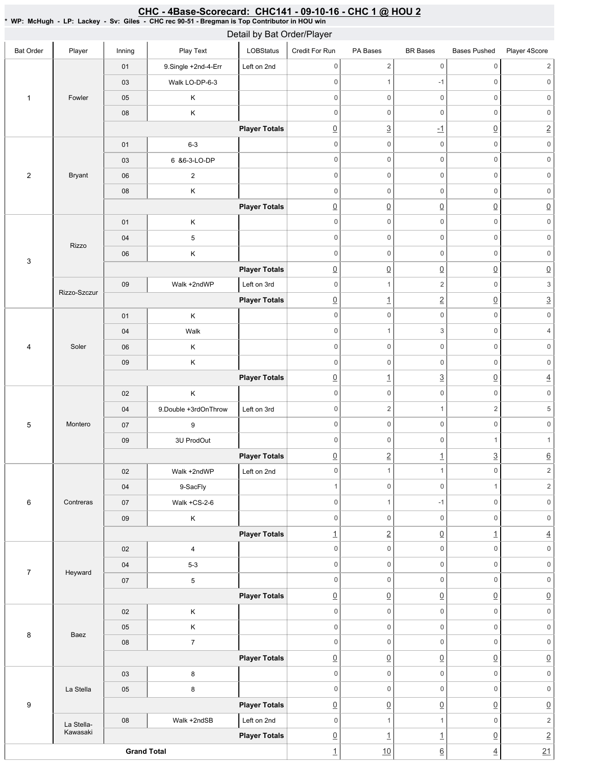## CHC - 4Base-Scorecard: CHC141 - 09-10-16 - CHC 1 @ HOU 2

* WP: McHugh - LP: Lackey - Sv: Giles - CHC rec 90-51 - Bregman is Top Contributor in HOU win

### Detail by Bat Order/Player

| Bat Order | Player | Inning | Play Text | LOBStatus | Credit For Run | PA Bases | BR Bases | Bases Pushed | Player 4Score |
|---|---|---|---|---|---|---|---|---|---|
| 1 | Fowler | 01 | 9.Single +2nd-4-Err | Left on 2nd | 0 | 2 | 0 | 0 | 2 |
| | | 03 | Walk LO-DP-6-3 | | 0 | 1 | -1 | 0 | 0 |
| | | 05 | K | | 0 | 0 | 0 | 0 | 0 |
| | | 08 | K | | 0 | 0 | 0 | 0 | 0 |
| | | | | **Player Totals** | 0 | 3 | -1 | 0 | 2 |
| 2 | Bryant | 01 | 6-3 | | 0 | 0 | 0 | 0 | 0 |
| | | 03 | 6 &6-3-LO-DP | | 0 | 0 | 0 | 0 | 0 |
| | | 06 | 2 | | 0 | 0 | 0 | 0 | 0 |
| | | 08 | K | | 0 | 0 | 0 | 0 | 0 |
| | | | | **Player Totals** | 0 | 0 | 0 | 0 | 0 |
| 3 | Rizzo | 01 | K | | 0 | 0 | 0 | 0 | 0 |
| | | 04 | 5 | | 0 | 0 | 0 | 0 | 0 |
| | | 06 | K | | 0 | 0 | 0 | 0 | 0 |
| | | | | **Player Totals** | 0 | 0 | 0 | 0 | 0 |
| | Rizzo-Szczur | 09 | Walk +2ndWP | Left on 3rd | 0 | 1 | 2 | 0 | 3 |
| | | | | **Player Totals** | 0 | 1 | 2 | 0 | 3 |
| 4 | Soler | 01 | K | | 0 | 0 | 0 | 0 | 0 |
| | | 04 | Walk | | 0 | 1 | 3 | 0 | 4 |
| | | 06 | K | | 0 | 0 | 0 | 0 | 0 |
| | | 09 | K | | 0 | 0 | 0 | 0 | 0 |
| | | | | **Player Totals** | 0 | 1 | 3 | 0 | 4 |
| 5 | Montero | 02 | K | | 0 | 0 | 0 | 0 | 0 |
| | | 04 | 9.Double +3rdOnThrow | Left on 3rd | 0 | 2 | 1 | 2 | 5 |
| | | 07 | 9 | | 0 | 0 | 0 | 0 | 0 |
| | | 09 | 3U ProdOut | | 0 | 0 | 0 | 1 | 1 |
| | | | | **Player Totals** | 0 | 2 | 1 | 3 | 6 |
| 6 | Contreras | 02 | Walk +2ndWP | Left on 2nd | 0 | 1 | 1 | 0 | 2 |
| | | 04 | 9-SacFly | | 1 | 0 | 0 | 1 | 2 |
| | | 07 | Walk +CS-2-6 | | 0 | 1 | -1 | 0 | 0 |
| | | 09 | K | | 0 | 0 | 0 | 0 | 0 |
| | | | | **Player Totals** | 1 | 2 | 0 | 1 | 4 |
| 7 | Heyward | 02 | 4 | | 0 | 0 | 0 | 0 | 0 |
| | | 04 | 5-3 | | 0 | 0 | 0 | 0 | 0 |
| | | 07 | 5 | | 0 | 0 | 0 | 0 | 0 |
| | | | | **Player Totals** | 0 | 0 | 0 | 0 | 0 |
| 8 | Baez | 02 | K | | 0 | 0 | 0 | 0 | 0 |
| | | 05 | K | | 0 | 0 | 0 | 0 | 0 |
| | | 08 | 7 | | 0 | 0 | 0 | 0 | 0 |
| | | | | **Player Totals** | 0 | 0 | 0 | 0 | 0 |
| 9 | La Stella | 03 | 8 | | 0 | 0 | 0 | 0 | 0 |
| | | 05 | 8 | | 0 | 0 | 0 | 0 | 0 |
| | | | | **Player Totals** | 0 | 0 | 0 | 0 | 0 |
| | La Stella-Kawasaki | 08 | Walk +2ndSB | Left on 2nd | 0 | 1 | 1 | 0 | 2 |
| | | | | **Player Totals** | 0 | 1 | 1 | 0 | 2 |
| **Grand Total** | | | | | 1 | 10 | 6 | 4 | 21 |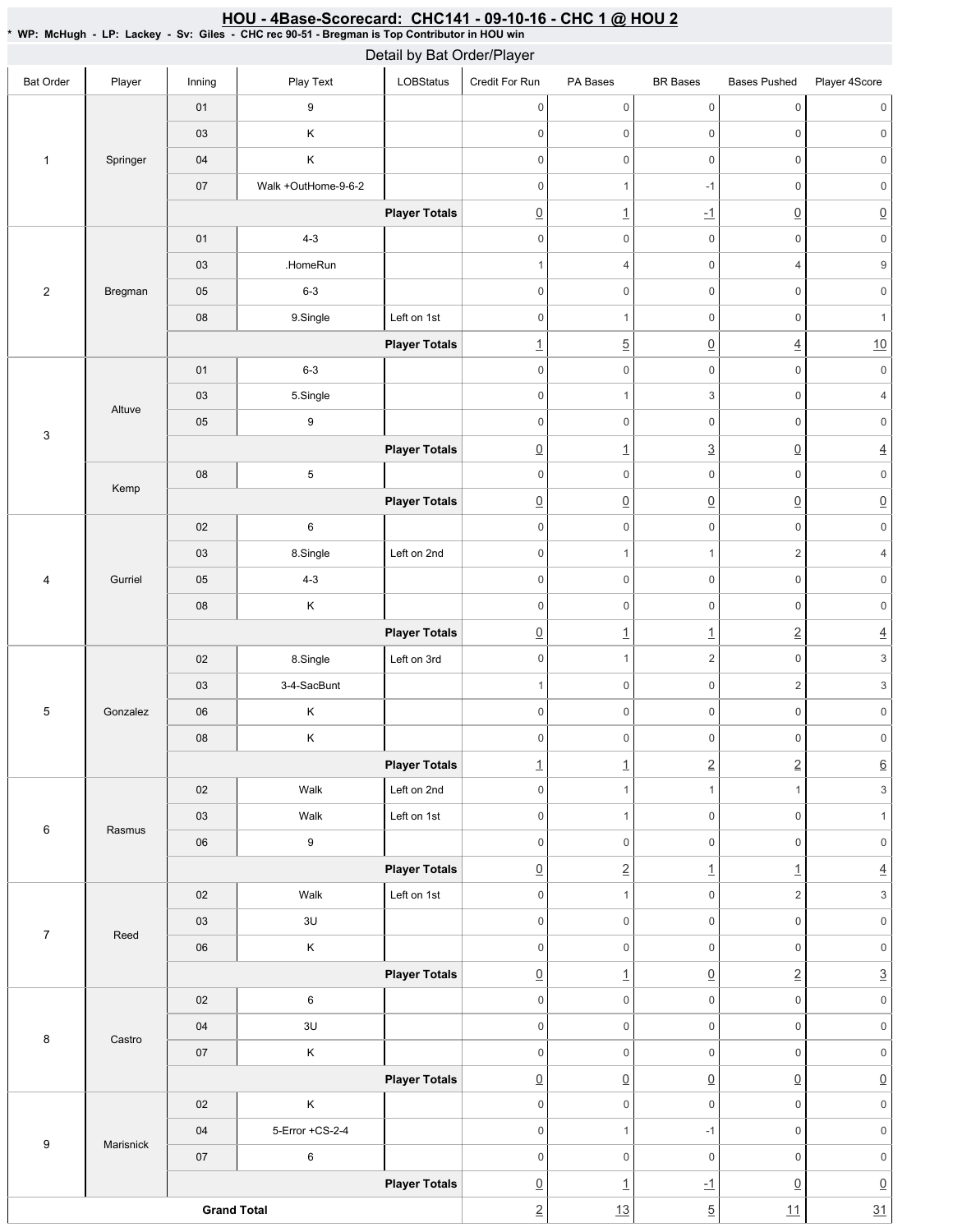## HOU - 4Base-Scorecard: CHC141 - 09-10-16 - CHC 1 @ HOU 2

* WP: McHugh - LP: Lackey - Sv: Giles - CHC rec 90-51 - Bregman is Top Contributor in HOU win

### Detail by Bat Order/Player

| Bat Order | Player | Inning | Play Text | LOBStatus | Credit For Run | PA Bases | BR Bases | Bases Pushed | Player 4Score |
|---|---|---|---|---|---|---|---|---|---|
| 1 | Springer | 01 | 9 | | 0 | 0 | 0 | 0 | 0 |
| | | 03 | K | | 0 | 0 | 0 | 0 | 0 |
| | | 04 | K | | 0 | 0 | 0 | 0 | 0 |
| | | 07 | Walk +OutHome-9-6-2 | | 0 | 1 | -1 | 0 | 0 |
| | | | | **Player Totals** | 0 | 1 | -1 | 0 | 0 |
| 2 | Bregman | 01 | 4-3 | | 0 | 0 | 0 | 0 | 0 |
| | | 03 | .HomeRun | | 1 | 4 | 0 | 4 | 9 |
| | | 05 | 6-3 | | 0 | 0 | 0 | 0 | 0 |
| | | 08 | 9.Single | Left on 1st | 0 | 1 | 0 | 0 | 1 |
| | | | | **Player Totals** | 1 | 5 | 0 | 4 | 10 |
| 3 | Altuve | 01 | 6-3 | | 0 | 0 | 0 | 0 | 0 |
| | | 03 | 5.Single | | 0 | 1 | 3 | 0 | 4 |
| | | 05 | 9 | | 0 | 0 | 0 | 0 | 0 |
| | | | | **Player Totals** | 0 | 1 | 3 | 0 | 4 |
| | Kemp | 08 | 5 | | 0 | 0 | 0 | 0 | 0 |
| | | | | **Player Totals** | 0 | 0 | 0 | 0 | 0 |
| 4 | Gurriel | 02 | 6 | | 0 | 0 | 0 | 0 | 0 |
| | | 03 | 8.Single | Left on 2nd | 0 | 1 | 1 | 2 | 4 |
| | | 05 | 4-3 | | 0 | 0 | 0 | 0 | 0 |
| | | 08 | K | | 0 | 0 | 0 | 0 | 0 |
| | | | | **Player Totals** | 0 | 1 | 1 | 2 | 4 |
| 5 | Gonzalez | 02 | 8.Single | Left on 3rd | 0 | 1 | 2 | 0 | 3 |
| | | 03 | 3-4-SacBunt | | 1 | 0 | 0 | 2 | 3 |
| | | 06 | K | | 0 | 0 | 0 | 0 | 0 |
| | | 08 | K | | 0 | 0 | 0 | 0 | 0 |
| | | | | **Player Totals** | 1 | 1 | 2 | 2 | 6 |
| 6 | Rasmus | 02 | Walk | Left on 2nd | 0 | 1 | 1 | 1 | 3 |
| | | 03 | Walk | Left on 1st | 0 | 1 | 0 | 0 | 1 |
| | | 06 | 9 | | 0 | 0 | 0 | 0 | 0 |
| | | | | **Player Totals** | 0 | 2 | 1 | 1 | 4 |
| 7 | Reed | 02 | Walk | Left on 1st | 0 | 1 | 0 | 2 | 3 |
| | | 03 | 3U | | 0 | 0 | 0 | 0 | 0 |
| | | 06 | K | | 0 | 0 | 0 | 0 | 0 |
| | | | | **Player Totals** | 0 | 1 | 0 | 2 | 3 |
| 8 | Castro | 02 | 6 | | 0 | 0 | 0 | 0 | 0 |
| | | 04 | 3U | | 0 | 0 | 0 | 0 | 0 |
| | | 07 | K | | 0 | 0 | 0 | 0 | 0 |
| | | | | **Player Totals** | 0 | 0 | 0 | 0 | 0 |
| 9 | Marisnick | 02 | K | | 0 | 0 | 0 | 0 | 0 |
| | | 04 | 5-Error +CS-2-4 | | 0 | 1 | -1 | 0 | 0 |
| | | 07 | 6 | | 0 | 0 | 0 | 0 | 0 |
| | | | | **Player Totals** | 0 | 1 | -1 | 0 | 0 |
| **Grand Total** | | | | | 2 | 13 | 5 | 11 | 31 |